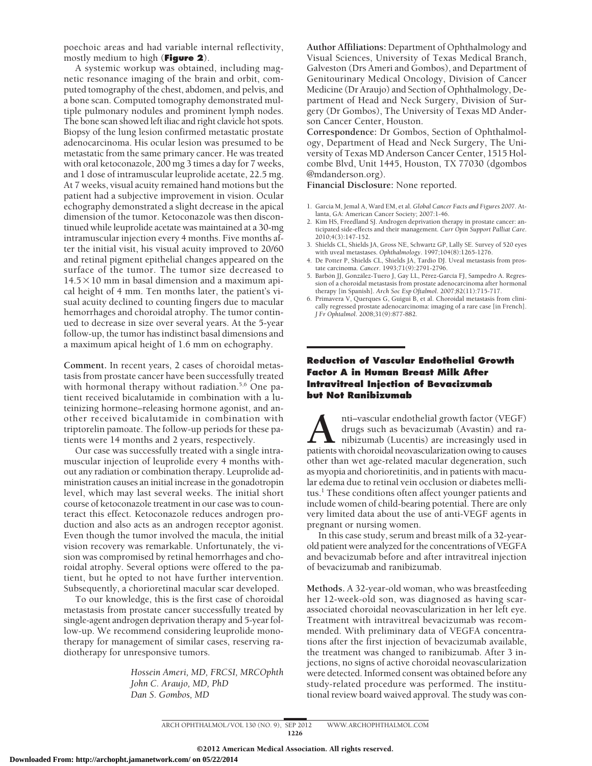poechoic areas and had variable internal reflectivity, mostly medium to high (**Figure 2**).

A systemic workup was obtained, including magnetic resonance imaging of the brain and orbit, computed tomography of the chest, abdomen, and pelvis, and a bone scan. Computed tomography demonstrated multiple pulmonary nodules and prominent lymph nodes. The bone scan showed left iliac and right clavicle hot spots. Biopsy of the lung lesion confirmed metastatic prostate adenocarcinoma. His ocular lesion was presumed to be metastatic from the same primary cancer. He was treated with oral ketoconazole, 200 mg 3 times a day for 7 weeks, and 1 dose of intramuscular leuprolide acetate, 22.5 mg. At 7 weeks, visual acuity remained hand motions but the patient had a subjective improvement in vision. Ocular echography demonstrated a slight decrease in the apical dimension of the tumor. Ketoconazole was then discontinued while leuprolide acetate was maintained at a 30-mg intramuscular injection every 4 months. Five months after the initial visit, his visual acuity improved to 20/60 and retinal pigment epithelial changes appeared on the surface of the tumor. The tumor size decreased to $14.5 \times 10$ mm in basal dimension and a maximum apical height of 4 mm. Ten months later, the patient's visual acuity declined to counting fingers due to macular hemorrhages and choroidal atrophy. The tumor continued to decrease in size over several years. At the 5-year follow-up, the tumor has indistinct basal dimensions and a maximum apical height of 1.6 mm on echography.

**Comment.** In recent years, 2 cases of choroidal metastasis from prostate cancer have been successfully treated with hormonal therapy without radiation.[5,6] One patient received bicalutamide in combination with a luteinizing hormone–releasing hormone agonist, and another received bicalutamide in combination with triptorelin pamoate. The follow-up periods for these patients were 14 months and 2 years, respectively.

Our case was successfully treated with a single intramuscular injection of leuprolide every 4 months without any radiation or combination therapy. Leuprolide administration causes an initial increase in the gonadotropin level, which may last several weeks. The initial short course of ketoconazole treatment in our case was to counteract this effect. Ketoconazole reduces androgen production and also acts as an androgen receptor agonist. Even though the tumor involved the macula, the initial vision recovery was remarkable. Unfortunately, the vision was compromised by retinal hemorrhages and choroidal atrophy. Several options were offered to the patient, but he opted to not have further intervention. Subsequently, a chorioretinal macular scar developed.

To our knowledge, this is the first case of choroidal metastasis from prostate cancer successfully treated by single-agent androgen deprivation therapy and 5-year follow-up. We recommend considering leuprolide monotherapy for management of similar cases, reserving radiotherapy for unresponsive tumors.

*Hossein Ameri, MD, FRCSI, MRCOphth*
*John C. Araujo, MD, PhD*
*Dan S. Gombos, MD*

**Author Affiliations:** Department of Ophthalmology and Visual Sciences, University of Texas Medical Branch, Galveston (Drs Ameri and Gombos), and Department of Genitourinary Medical Oncology, Division of Cancer Medicine (Dr Araujo) and Section of Ophthalmology, Department of Head and Neck Surgery, Division of Surgery (Dr Gombos), The University of Texas MD Anderson Cancer Center, Houston.

**Correspondence:** Dr Gombos, Section of Ophthalmology, Department of Head and Neck Surgery, The University of Texas MD Anderson Cancer Center, 1515 Holcombe Blvd, Unit 1445, Houston, TX 77030 (dgombos@mdanderson.org).

**Financial Disclosure:** None reported.

1. Garcia M, Jemal A, Ward EM, et al. *Global Cancer Facts and Figures 2007*. Atlanta, GA: American Cancer Society; 2007:1-46.
2. Kim HS, Freedland SJ. Androgen deprivation therapy in prostate cancer: anticipated side-effects and their management. *Curr Opin Support Palliat Care*. 2010;4(3):147-152.
3. Shields CL, Shields JA, Gross NE, Schwartz GP, Lally SE. Survey of 520 eyes with uveal metastases. *Ophthalmology*. 1997;104(8):1265-1276.
4. De Potter P, Shields CL, Shields JA, Tardio DJ. Uveal metastasis from prostate carcinoma. *Cancer*. 1993;71(9):2791-2796.
5. Barbón JJ, González-Tuero J, Gay LL, Pérez-García FJ, Sampedro A. Regression of a choroidal metastasis from prostate adenocarcinoma after hormonal therapy [in Spanish]. *Arch Soc Esp Oftalmol*. 2007;82(11):715-717.
6. Primavera V, Querques G, Guigui B, et al. Choroidal metastasis from clinically regressed prostate adenocarcinoma: imaging of a rare case [in French]. *J Fr Ophtalmol*. 2008;31(9):877-882.

## Reduction of Vascular Endothelial Growth Factor A in Human Breast Milk After Intravitreal Injection of Bevacizumab but Not Ranibizumab

Anti–vascular endothelial growth factor (VEGF) drugs such as bevacizumab (Avastin) and ranibizumab (Lucentis) are increasingly used in patients with choroidal neovascularization owing to causes other than wet age-related macular degeneration, such as myopia and chorioretinitis, and in patients with macular edema due to retinal vein occlusion or diabetes mellitus.[1] These conditions often affect younger patients and include women of child-bearing potential. There are only very limited data about the use of anti-VEGF agents in pregnant or nursing women.

In this case study, serum and breast milk of a 32-year-old patient were analyzed for the concentrations of VEGFA and bevacizumab before and after intravitreal injection of bevacizumab and ranibizumab.

**Methods.** A 32-year-old woman, who was breastfeeding her 12-week-old son, was diagnosed as having scar-associated choroidal neovascularization in her left eye. Treatment with intravitreal bevacizumab was recommended. With preliminary data of VEGFA concentrations after the first injection of bevacizumab available, the treatment was changed to ranibizumab. After 3 injections, no signs of active choroidal neovascularization were detected. Informed consent was obtained before any study-related procedure was performed. The institutional review board waived approval. The study was con-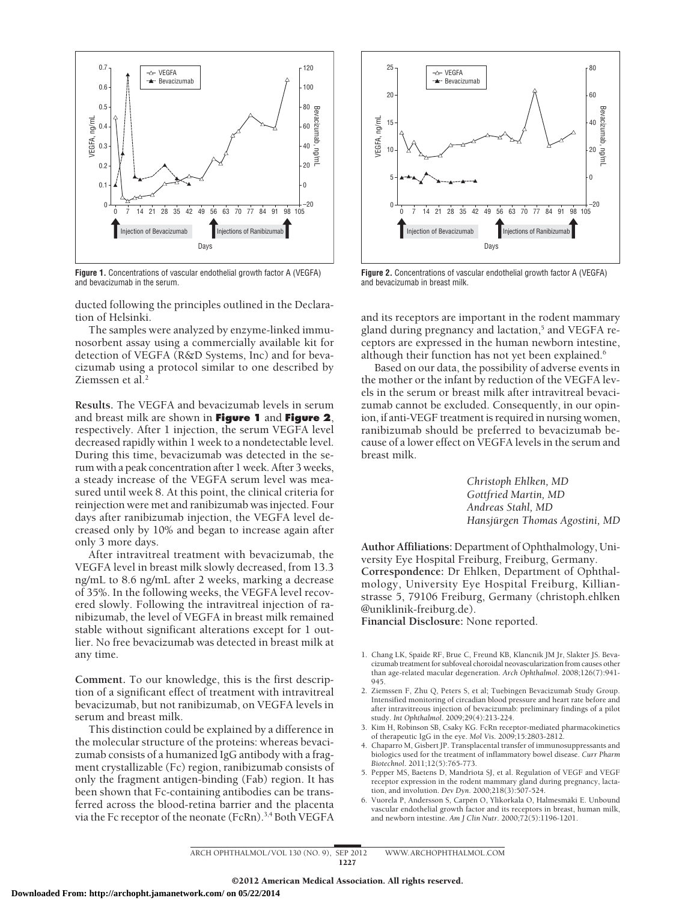0.7
0.6
0.5
0.4
0.3
0.2
0.1
0
VEGFA, ng/mL
120
100
80
60
40
20
0
−20
Bevacizumab, ng/mL
VEGFA
Bevacizumab
0 7 14 21 28 35 42 49 56 63 70 77 84 91 98 105
Injection of Bevacizumab
Injections of Ranibizumab
Days

**Figure 1.** Concentrations of vascular endothelial growth factor A (VEGFA) and bevacizumab in the serum.

25
20
15
10
5
0
VEGFA, ng/mL
80
60
40
20
0
−20
Bevacizumab, ng/mL
VEGFA
Bevacizumab
0 7 14 21 28 35 42 49 56 63 70 77 84 91 98 105
Injection of Bevacizumab
Injections of Ranibizumab
Days

**Figure 2.** Concentrations of vascular endothelial growth factor A (VEGFA) and bevacizumab in breast milk.

ducted following the principles outlined in the Declaration of Helsinki.

The samples were analyzed by enzyme-linked immunosorbent assay using a commercially available kit for detection of VEGFA (R&D Systems, Inc) and for bevacizumab using a protocol similar to one described by Ziemssen et al.[2]

**Results.** The VEGFA and bevacizumab levels in serum and breast milk are shown in **Figure 1** and **Figure 2**, respectively. After 1 injection, the serum VEGFA level decreased rapidly within 1 week to a nondetectable level. During this time, bevacizumab was detected in the serum with a peak concentration after 1 week. After 3 weeks, a steady increase of the VEGFA serum level was measured until week 8. At this point, the clinical criteria for reinjection were met and ranibizumab was injected. Four days after ranibizumab injection, the VEGFA level decreased only by 10% and began to increase again after only 3 more days.

After intravitreal treatment with bevacizumab, the VEGFA level in breast milk slowly decreased, from 13.3 ng/mL to 8.6 ng/mL after 2 weeks, marking a decrease of 35%. In the following weeks, the VEGFA level recovered slowly. Following the intravitreal injection of ranibizumab, the level of VEGFA in breast milk remained stable without significant alterations except for 1 outlier. No free bevacizumab was detected in breast milk at any time.

**Comment.** To our knowledge, this is the first description of a significant effect of treatment with intravitreal bevacizumab, but not ranibizumab, on VEGFA levels in serum and breast milk.

This distinction could be explained by a difference in the molecular structure of the proteins: whereas bevacizumab consists of a humanized IgG antibody with a fragment crystallizable (Fc) region, ranibizumab consists of only the fragment antigen-binding (Fab) region. It has been shown that Fc-containing antibodies can be transferred across the blood-retina barrier and the placenta via the Fc receptor of the neonate (FcRn).[3,4] Both VEGFA and its receptors are important in the rodent mammary gland during pregnancy and lactation,[5] and VEGFA receptors are expressed in the human newborn intestine, although their function has not yet been explained.[6]

Based on our data, the possibility of adverse events in the mother or the infant by reduction of the VEGFA levels in the serum or breast milk after intravitreal bevacizumab cannot be excluded. Consequently, in our opinion, if anti-VEGF treatment is required in nursing women, ranibizumab should be preferred to bevacizumab because of a lower effect on VEGFA levels in the serum and breast milk.

*Christoph Ehlken, MD*
*Gottfried Martin, MD*
*Andreas Stahl, MD*
*Hansjürgen Thomas Agostini, MD*

**Author Affiliations:** Department of Ophthalmology, University Eye Hospital Freiburg, Freiburg, Germany.
**Correspondence:** Dr Ehlken, Department of Ophthalmology, University Eye Hospital Freiburg, Killianstrasse 5, 79106 Freiburg, Germany (christoph.ehlken@uniklinik-freiburg.de).
**Financial Disclosure:** None reported.

1. Chang LK, Spaide RF, Brue C, Freund KB, Klancnik JM Jr, Slakter JS. Bevacizumab treatment for subfoveal choroidal neovascularization from causes other than age-related macular degeneration. *Arch Ophthalmol*. 2008;126(7):941-945.
2. Ziemssen F, Zhu Q, Peters S, et al; Tuebingen Bevacizumab Study Group. Intensified monitoring of circadian blood pressure and heart rate before and after intravitreous injection of bevacizumab: preliminary findings of a pilot study. *Int Ophthalmol*. 2009;29(4):213-224.
3. Kim H, Robinson SB, Csaky KG. FcRn receptor-mediated pharmacokinetics of therapeutic IgG in the eye. *Mol Vis*. 2009;15:2803-2812.
4. Chaparro M, Gisbert JP. Transplacental transfer of immunosuppressants and biologics used for the treatment of inflammatory bowel disease. *Curr Pharm Biotechnol*. 2011;12(5):765-773.
5. Pepper MS, Baetens D, Mandriota SJ, et al. Regulation of VEGF and VEGF receptor expression in the rodent mammary gland during pregnancy, lactation, and involution. *Dev Dyn*. 2000;218(3):507-524.
6. Vuorela P, Andersson S, Carpén O, Ylikorkala O, Halmesmäki E. Unbound vascular endothelial growth factor and its receptors in breast, human milk, and newborn intestine. *Am J Clin Nutr*. 2000;72(5):1196-1201.